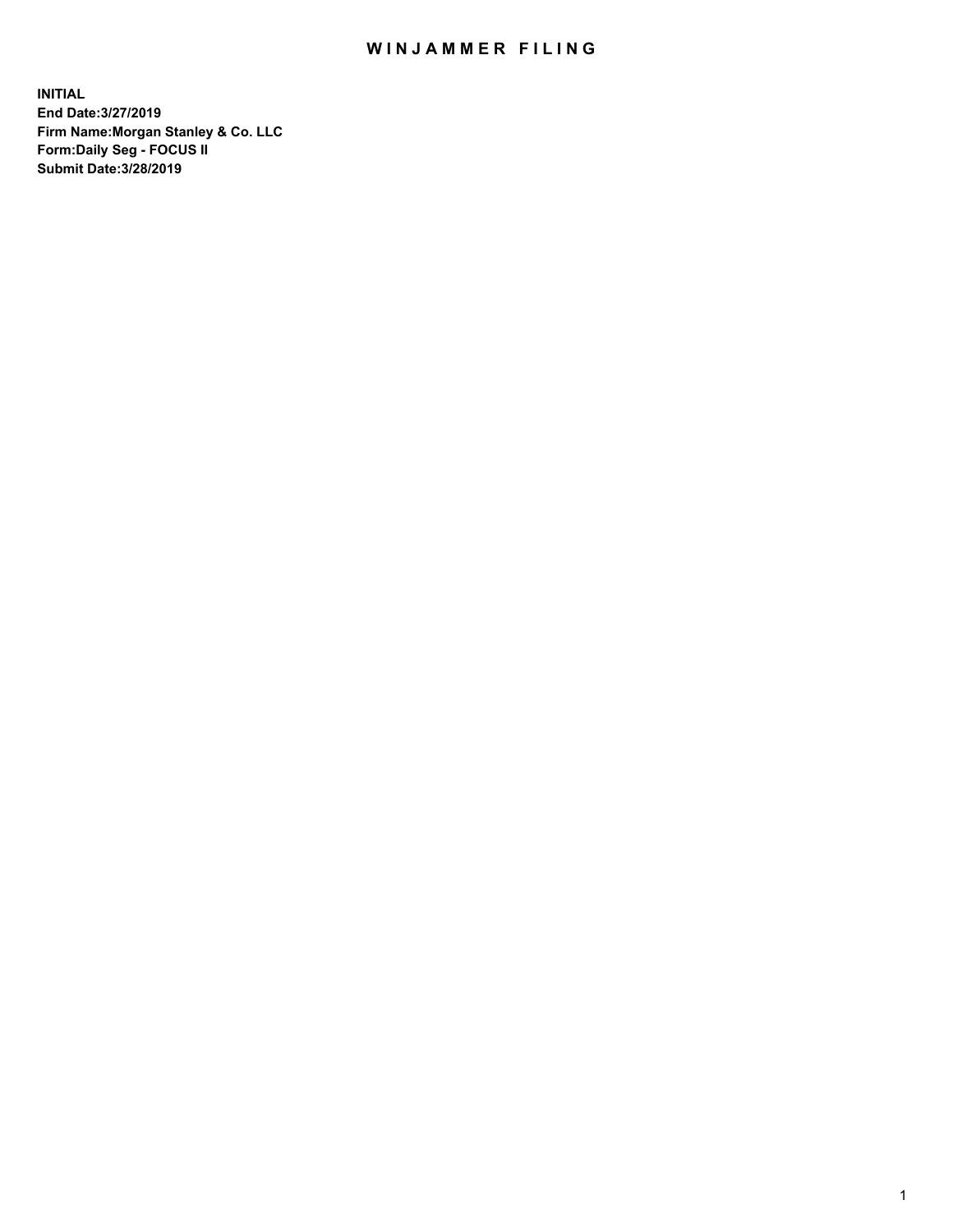# WINJAMMER FILING

**INITIAL**
**End Date:3/27/2019**
**Firm Name:Morgan Stanley & Co. LLC**
**Form:Daily Seg - FOCUS II**
**Submit Date:3/28/2019**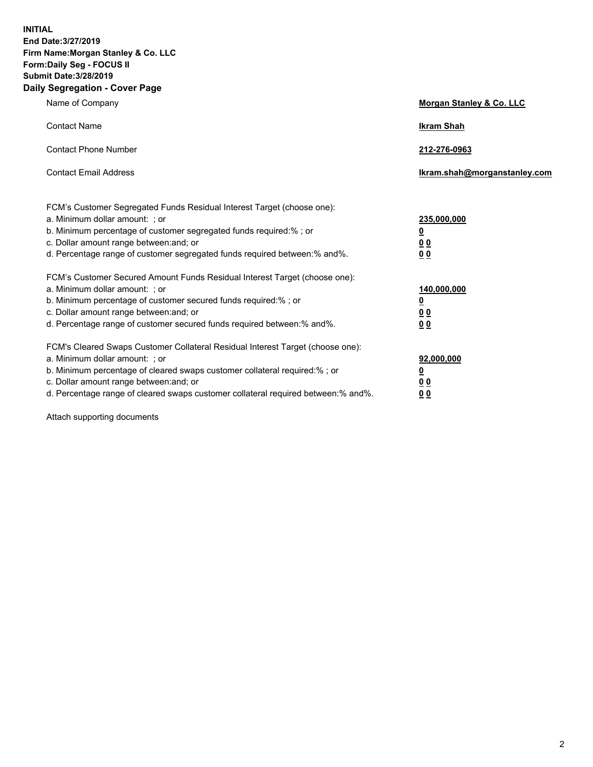**INITIAL**
**End Date:3/27/2019**
**Firm Name:Morgan Stanley & Co. LLC**
**Form:Daily Seg - FOCUS II**
**Submit Date:3/28/2019**
**Daily Segregation - Cover Page**

| | |
|---|---|
| Name of Company | **Morgan Stanley & Co. LLC** |
| Contact Name | **Ikram Shah** |
| Contact Phone Number | **212-276-0963** |
| Contact Email Address | **Ikram.shah@morganstanley.com** |

FCM's Customer Segregated Funds Residual Interest Target (choose one):

| | |
|---|---|
| a. Minimum dollar amount: ; or | **235,000,000** |
| b. Minimum percentage of customer segregated funds required:% ; or | **0** |
| c. Dollar amount range between:and; or | **0 0** |
| d. Percentage range of customer segregated funds required between:% and%. | **0 0** |

FCM's Customer Secured Amount Funds Residual Interest Target (choose one):

| | |
|---|---|
| a. Minimum dollar amount: ; or | **140,000,000** |
| b. Minimum percentage of customer secured funds required:% ; or | **0** |
| c. Dollar amount range between:and; or | **0 0** |
| d. Percentage range of customer secured funds required between:% and%. | **0 0** |

FCM's Cleared Swaps Customer Collateral Residual Interest Target (choose one):

| | |
|---|---|
| a. Minimum dollar amount: ; or | **92,000,000** |
| b. Minimum percentage of cleared swaps customer collateral required:% ; or | **0** |
| c. Dollar amount range between:and; or | **0 0** |
| d. Percentage range of cleared swaps customer collateral required between:% and%. | **0 0** |

Attach supporting documents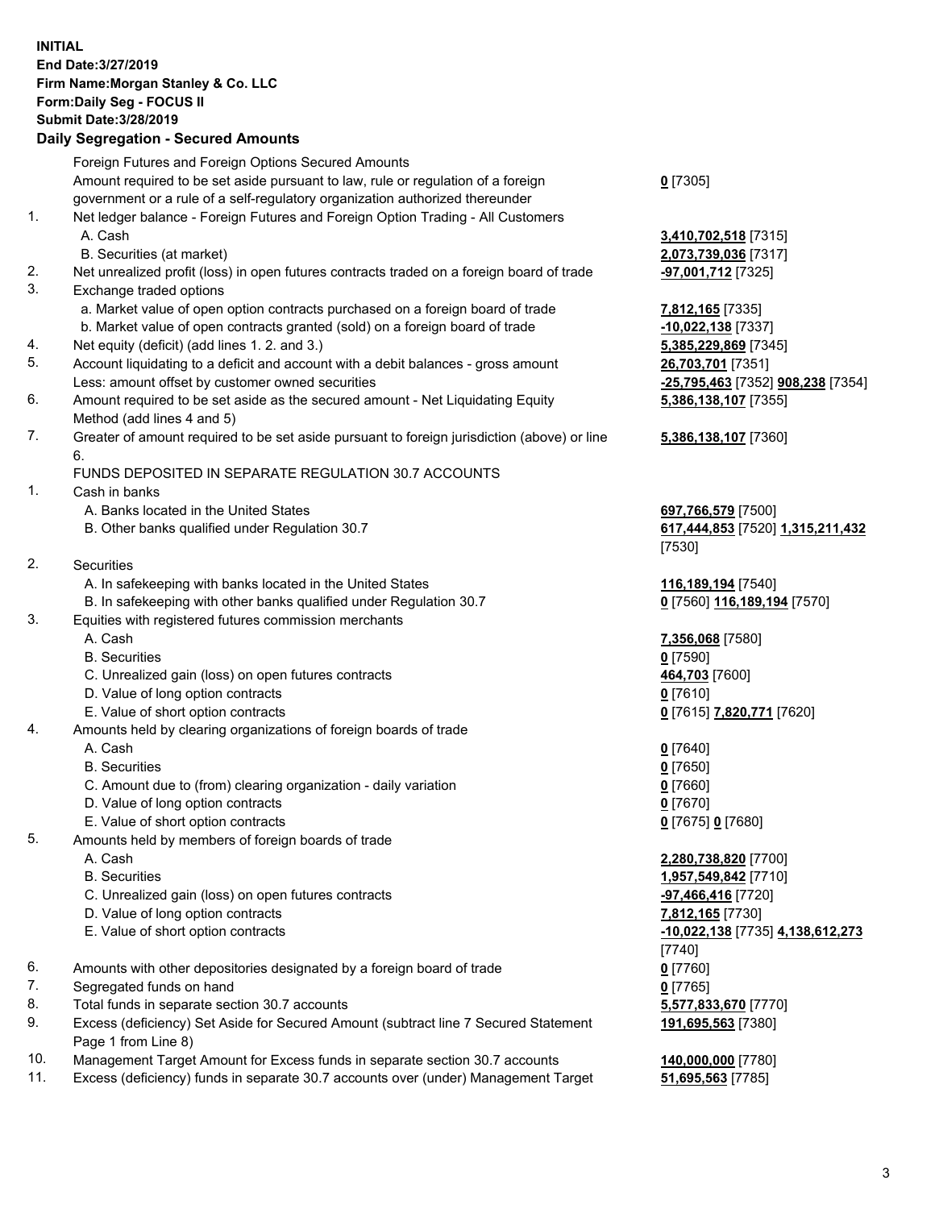**INITIAL**
**End Date:3/27/2019**
**Firm Name:Morgan Stanley & Co. LLC**
**Form:Daily Seg - FOCUS II**
**Submit Date:3/28/2019**

### Daily Segregation - Secured Amounts

| | | |
|---|---|---|
| | Foreign Futures and Foreign Options Secured Amounts | |
| | Amount required to be set aside pursuant to law, rule or regulation of a foreign government or a rule of a self-regulatory organization authorized thereunder | **0** [7305] |
| 1. | Net ledger balance - Foreign Futures and Foreign Option Trading - All Customers | |
| | A. Cash | **3,410,702,518** [7315] |
| | B. Securities (at market) | **2,073,739,036** [7317] |
| 2. | Net unrealized profit (loss) in open futures contracts traded on a foreign board of trade | **-97,001,712** [7325] |
| 3. | Exchange traded options | |
| | a. Market value of open option contracts purchased on a foreign board of trade | **7,812,165** [7335] |
| | b. Market value of open contracts granted (sold) on a foreign board of trade | **-10,022,138** [7337] |
| 4. | Net equity (deficit) (add lines 1. 2. and 3.) | **5,385,229,869** [7345] |
| 5. | Account liquidating to a deficit and account with a debit balances - gross amount | **26,703,701** [7351] |
| | Less: amount offset by customer owned securities | **-25,795,463** [7352] **908,238** [7354] |
| 6. | Amount required to be set aside as the secured amount - Net Liquidating Equity Method (add lines 4 and 5) | **5,386,138,107** [7355] |
| 7. | Greater of amount required to be set aside pursuant to foreign jurisdiction (above) or line 6. | **5,386,138,107** [7360] |
| | FUNDS DEPOSITED IN SEPARATE REGULATION 30.7 ACCOUNTS | |
| 1. | Cash in banks | |
| | A. Banks located in the United States | **697,766,579** [7500] |
| | B. Other banks qualified under Regulation 30.7 | **617,444,853** [7520] **1,315,211,432** [7530] |
| 2. | Securities | |
| | A. In safekeeping with banks located in the United States | **116,189,194** [7540] |
| | B. In safekeeping with other banks qualified under Regulation 30.7 | **0** [7560] **116,189,194** [7570] |
| 3. | Equities with registered futures commission merchants | |
| | A. Cash | **7,356,068** [7580] |
| | B. Securities | **0** [7590] |
| | C. Unrealized gain (loss) on open futures contracts | **464,703** [7600] |
| | D. Value of long option contracts | **0** [7610] |
| | E. Value of short option contracts | **0** [7615] **7,820,771** [7620] |
| 4. | Amounts held by clearing organizations of foreign boards of trade | |
| | A. Cash | **0** [7640] |
| | B. Securities | **0** [7650] |
| | C. Amount due to (from) clearing organization - daily variation | **0** [7660] |
| | D. Value of long option contracts | **0** [7670] |
| | E. Value of short option contracts | **0** [7675] **0** [7680] |
| 5. | Amounts held by members of foreign boards of trade | |
| | A. Cash | **2,280,738,820** [7700] |
| | B. Securities | **1,957,549,842** [7710] |
| | C. Unrealized gain (loss) on open futures contracts | **-97,466,416** [7720] |
| | D. Value of long option contracts | **7,812,165** [7730] |
| | E. Value of short option contracts | **-10,022,138** [7735] **4,138,612,273** [7740] |
| 6. | Amounts with other depositories designated by a foreign board of trade | **0** [7760] |
| 7. | Segregated funds on hand | **0** [7765] |
| 8. | Total funds in separate section 30.7 accounts | **5,577,833,670** [7770] |
| 9. | Excess (deficiency) Set Aside for Secured Amount (subtract line 7 Secured Statement Page 1 from Line 8) | **191,695,563** [7380] |
| 10. | Management Target Amount for Excess funds in separate section 30.7 accounts | **140,000,000** [7780] |
| 11. | Excess (deficiency) funds in separate 30.7 accounts over (under) Management Target | **51,695,563** [7785] |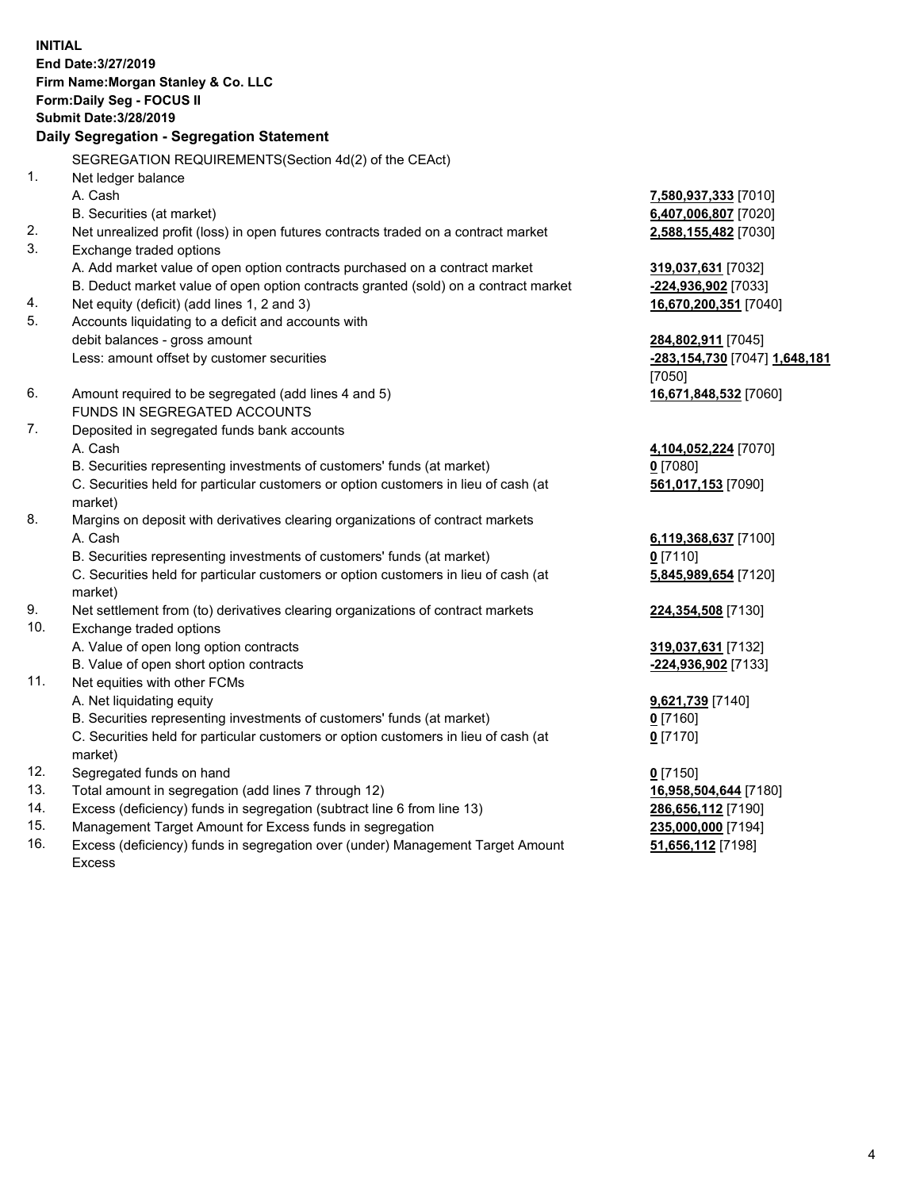**INITIAL**
**End Date:3/27/2019**
**Firm Name:Morgan Stanley & Co. LLC**
**Form:Daily Seg - FOCUS II**
**Submit Date:3/28/2019**

## Daily Segregation - Segregation Statement

SEGREGATION REQUIREMENTS(Section 4d(2) of the CEAct)

| | | |
|---|---|---|
| 1. | Net ledger balance | |
| | A. Cash | **7,580,937,333** [7010] |
| | B. Securities (at market) | **6,407,006,807** [7020] |
| 2. | Net unrealized profit (loss) in open futures contracts traded on a contract market | **2,588,155,482** [7030] |
| 3. | Exchange traded options | |
| | A. Add market value of open option contracts purchased on a contract market | **319,037,631** [7032] |
| | B. Deduct market value of open option contracts granted (sold) on a contract market | **-224,936,902** [7033] |
| 4. | Net equity (deficit) (add lines 1, 2 and 3) | **16,670,200,351** [7040] |
| 5. | Accounts liquidating to a deficit and accounts with debit balances - gross amount | **284,802,911** [7045] |
| | Less: amount offset by customer securities | **-283,154,730** [7047] **1,648,181** [7050] |
| 6. | Amount required to be segregated (add lines 4 and 5) | **16,671,848,532** [7060] |
| | FUNDS IN SEGREGATED ACCOUNTS | |
| 7. | Deposited in segregated funds bank accounts | |
| | A. Cash | **4,104,052,224** [7070] |
| | B. Securities representing investments of customers' funds (at market) | **0** [7080] |
| | C. Securities held for particular customers or option customers in lieu of cash (at market) | **561,017,153** [7090] |
| 8. | Margins on deposit with derivatives clearing organizations of contract markets | |
| | A. Cash | **6,119,368,637** [7100] |
| | B. Securities representing investments of customers' funds (at market) | **0** [7110] |
| | C. Securities held for particular customers or option customers in lieu of cash (at market) | **5,845,989,654** [7120] |
| 9. | Net settlement from (to) derivatives clearing organizations of contract markets | **224,354,508** [7130] |
| 10. | Exchange traded options | |
| | A. Value of open long option contracts | **319,037,631** [7132] |
| | B. Value of open short option contracts | **-224,936,902** [7133] |
| 11. | Net equities with other FCMs | |
| | A. Net liquidating equity | **9,621,739** [7140] |
| | B. Securities representing investments of customers' funds (at market) | **0** [7160] |
| | C. Securities held for particular customers or option customers in lieu of cash (at market) | **0** [7170] |
| 12. | Segregated funds on hand | **0** [7150] |
| 13. | Total amount in segregation (add lines 7 through 12) | **16,958,504,644** [7180] |
| 14. | Excess (deficiency) funds in segregation (subtract line 6 from line 13) | **286,656,112** [7190] |
| 15. | Management Target Amount for Excess funds in segregation | **235,000,000** [7194] |
| 16. | Excess (deficiency) funds in segregation over (under) Management Target Amount Excess | **51,656,112** [7198] |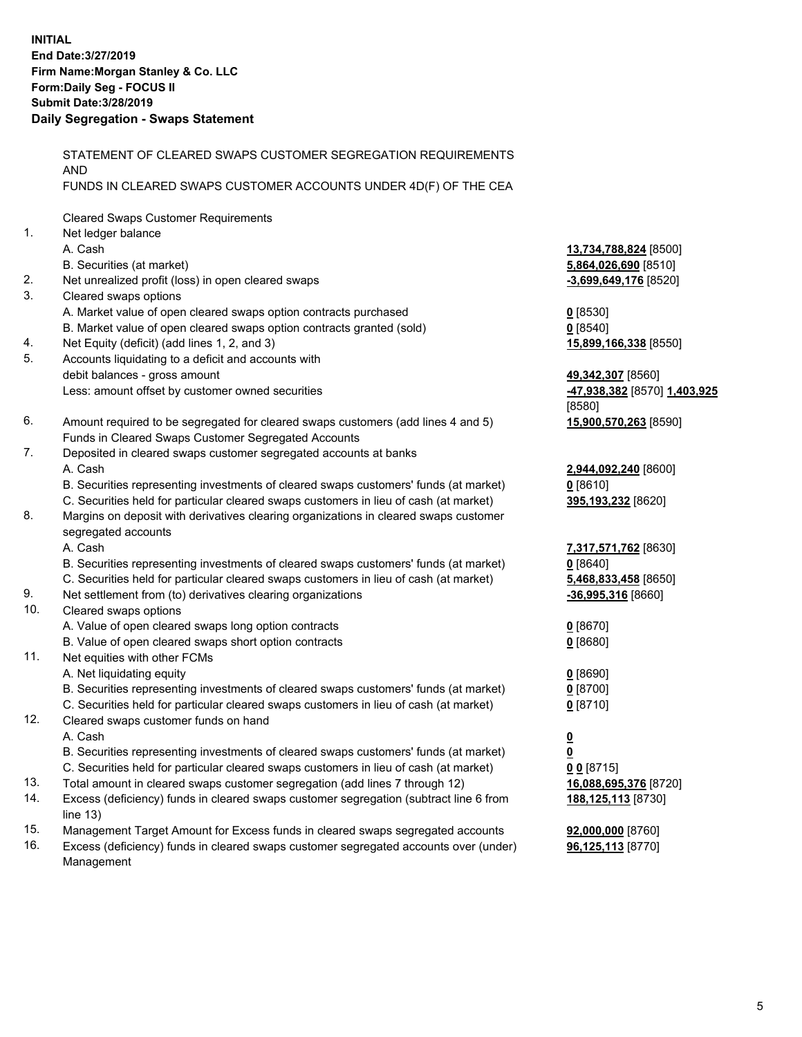**INITIAL**
**End Date:3/27/2019**
**Firm Name:Morgan Stanley & Co. LLC**
**Form:Daily Seg - FOCUS II**
**Submit Date:3/28/2019**
**Daily Segregation - Swaps Statement**

STATEMENT OF CLEARED SWAPS CUSTOMER SEGREGATION REQUIREMENTS AND FUNDS IN CLEARED SWAPS CUSTOMER ACCOUNTS UNDER 4D(F) OF THE CEA

| | | |
|---|---|---|
| | Cleared Swaps Customer Requirements | |
| 1. | Net ledger balance | |
| | A. Cash | **13,734,788,824** [8500] |
| | B. Securities (at market) | **5,864,026,690** [8510] |
| 2. | Net unrealized profit (loss) in open cleared swaps | **-3,699,649,176** [8520] |
| 3. | Cleared swaps options | |
| | A. Market value of open cleared swaps option contracts purchased | **0** [8530] |
| | B. Market value of open cleared swaps option contracts granted (sold) | **0** [8540] |
| 4. | Net Equity (deficit) (add lines 1, 2, and 3) | **15,899,166,338** [8550] |
| 5. | Accounts liquidating to a deficit and accounts with debit balances - gross amount | **49,342,307** [8560] |
| | Less: amount offset by customer owned securities | **-47,938,382** [8570] **1,403,925** [8580] |
| 6. | Amount required to be segregated for cleared swaps customers (add lines 4 and 5) | **15,900,570,263** [8590] |
| | Funds in Cleared Swaps Customer Segregated Accounts | |
| 7. | Deposited in cleared swaps customer segregated accounts at banks | |
| | A. Cash | **2,944,092,240** [8600] |
| | B. Securities representing investments of cleared swaps customers' funds (at market) | **0** [8610] |
| | C. Securities held for particular cleared swaps customers in lieu of cash (at market) | **395,193,232** [8620] |
| 8. | Margins on deposit with derivatives clearing organizations in cleared swaps customer segregated accounts | |
| | A. Cash | **7,317,571,762** [8630] |
| | B. Securities representing investments of cleared swaps customers' funds (at market) | **0** [8640] |
| | C. Securities held for particular cleared swaps customers in lieu of cash (at market) | **5,468,833,458** [8650] |
| 9. | Net settlement from (to) derivatives clearing organizations | **-36,995,316** [8660] |
| 10. | Cleared swaps options | |
| | A. Value of open cleared swaps long option contracts | **0** [8670] |
| | B. Value of open cleared swaps short option contracts | **0** [8680] |
| 11. | Net equities with other FCMs | |
| | A. Net liquidating equity | **0** [8690] |
| | B. Securities representing investments of cleared swaps customers' funds (at market) | **0** [8700] |
| | C. Securities held for particular cleared swaps customers in lieu of cash (at market) | **0** [8710] |
| 12. | Cleared swaps customer funds on hand | |
| | A. Cash | **0** |
| | B. Securities representing investments of cleared swaps customers' funds (at market) | **0** |
| | C. Securities held for particular cleared swaps customers in lieu of cash (at market) | **0** **0** [8715] |
| 13. | Total amount in cleared swaps customer segregation (add lines 7 through 12) | **16,088,695,376** [8720] |
| 14. | Excess (deficiency) funds in cleared swaps customer segregation (subtract line 6 from line 13) | **188,125,113** [8730] |
| 15. | Management Target Amount for Excess funds in cleared swaps segregated accounts | **92,000,000** [8760] |
| 16. | Excess (deficiency) funds in cleared swaps customer segregated accounts over (under) Management | **96,125,113** [8770] |